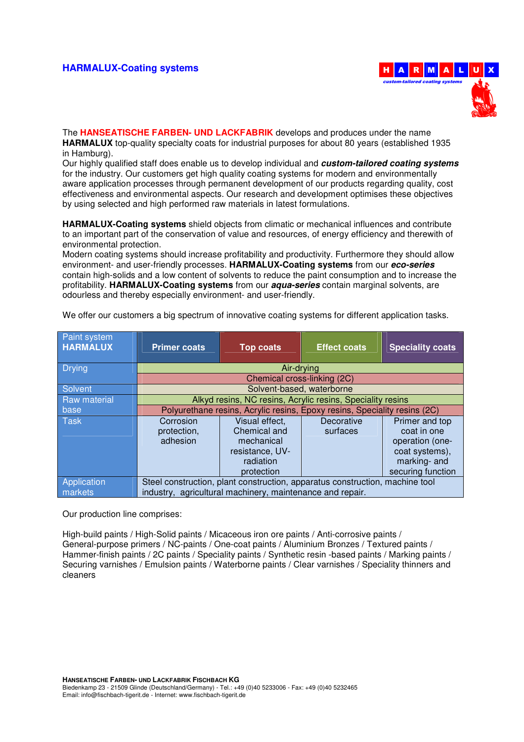# HARMALUX-Coating systems

H A R M A L U X
*custom-tailored coating systems*

The **HANSEATISCHE FARBEN- UND LACKFABRIK** develops and produces under the name **HARMALUX** top-quality specialty coats for industrial purposes for about 80 years (established 1935 in Hamburg).
Our highly qualified staff does enable us to develop individual and ***custom-tailored coating systems*** for the industry. Our customers get high quality coating systems for modern and environmentally aware application processes through permanent development of our products regarding quality, cost effectiveness and environmental aspects. Our research and development optimises these objectives by using selected and high performed raw materials in latest formulations.

**HARMALUX-Coating systems** shield objects from climatic or mechanical influences and contribute to an important part of the conservation of value and resources, of energy efficiency and therewith of environmental protection.
Modern coating systems should increase profitability and productivity. Furthermore they should allow environment- and user-friendly processes. **HARMALUX-Coating systems** from our ***eco-series*** contain high-solids and a low content of solvents to reduce the paint consumption and to increase the profitability. **HARMALUX-Coating systems** from our ***aqua-series*** contain marginal solvents, are odourless and thereby especially environment- and user-friendly.

We offer our customers a big spectrum of innovative coating systems for different application tasks.

| Paint system **HARMALUX** | **Primer coats** | **Top coats** | **Effect coats** | **Speciality coats** |
|---|---|---|---|---|
| Drying | Air-drying | | | |
| | Chemical cross-linking (2C) | | | |
| Solvent | Solvent-based, waterborne | | | |
| Raw material base | Alkyd resins, NC resins, Acrylic resins, Speciality resins | | | |
| | Polyurethane resins, Acrylic resins, Epoxy resins, Speciality resins (2C) | | | |
| Task | Corrosion protection, adhesion | Visual effect, Chemical and mechanical resistance, UV-radiation protection | Decorative surfaces | Primer and top coat in one operation (one-coat systems), marking- and securing function |
| Application markets | Steel construction, plant construction, apparatus construction, machine tool industry, agricultural machinery, maintenance and repair. | | | |

Our production line comprises:

High-build paints / High-Solid paints / Micaceous iron ore paints / Anti-corrosive paints / General-purpose primers / NC-paints / One-coat paints / Aluminium Bronzes / Textured paints / Hammer-finish paints / 2C paints / Speciality paints / Synthetic resin -based paints / Marking paints / Securing varnishes / Emulsion paints / Waterborne paints / Clear varnishes / Speciality thinners and cleaners

**HANSEATISCHE FARBEN- UND LACKFABRIK FISCHBACH KG**
Biedenkamp 23 - 21509 Glinde (Deutschland/Germany) - Tel.: +49 (0)40 5233006 - Fax: +49 (0)40 5232465
Email: info@fischbach-tigerit.de - Internet: www.fischbach-tigerit.de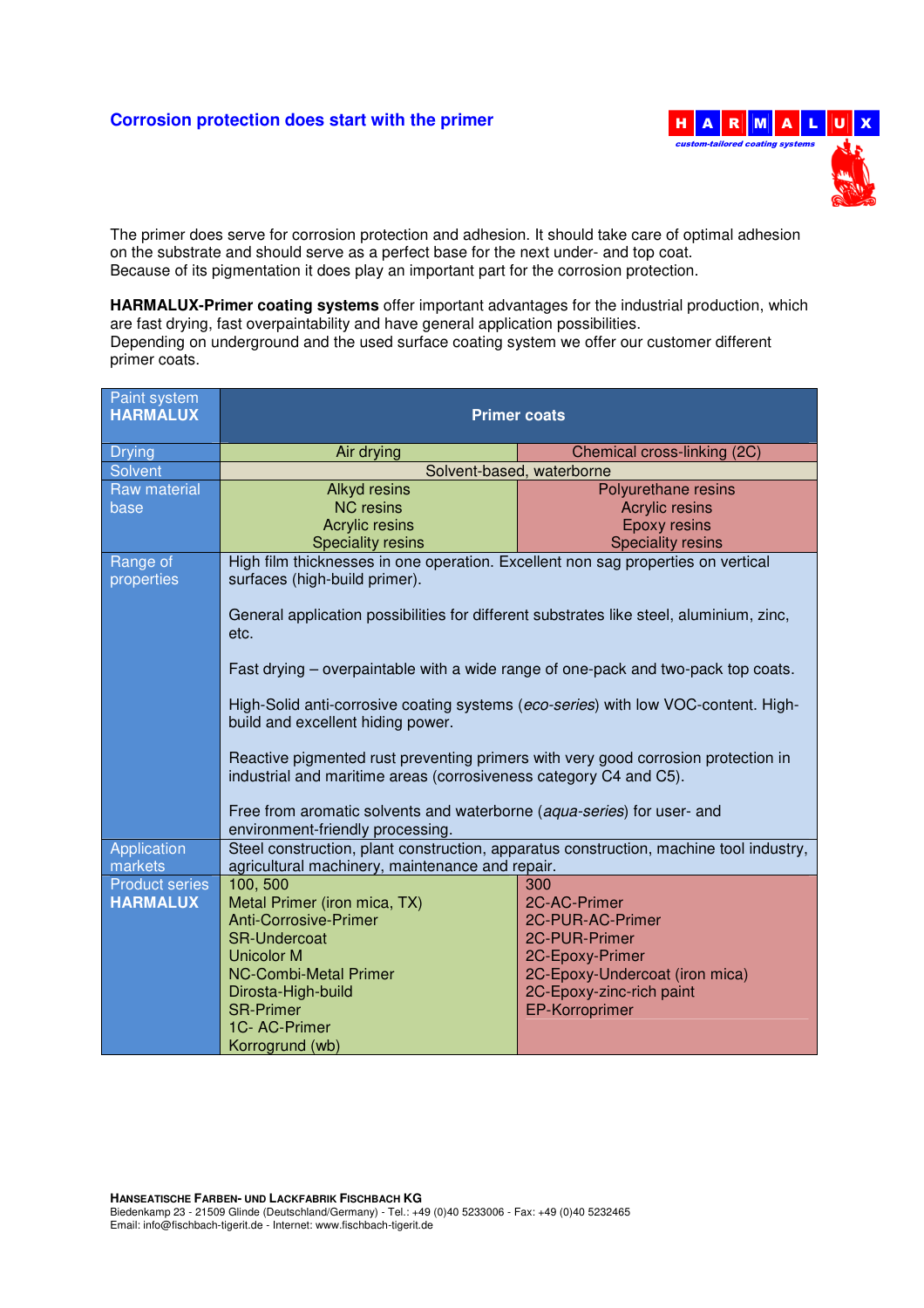## Corrosion protection does start with the primer

HARMALUX
*custom-tailored coating systems*

The primer does serve for corrosion protection and adhesion. It should take care of optimal adhesion on the substrate and should serve as a perfect base for the next under- and top coat.
Because of its pigmentation it does play an important part for the corrosion protection.

**HARMALUX-Primer coating systems** offer important advantages for the industrial production, which are fast drying, fast overpaintability and have general application possibilities.
Depending on underground and the used surface coating system we offer our customer different primer coats.

| Paint system **HARMALUX** | **Primer coats** | |
|---|---|---|
| Drying | Air drying | Chemical cross-linking (2C) |
| Solvent | Solvent-based, waterborne | |
| Raw material base | Alkyd resins<br>NC resins<br>Acrylic resins<br>Speciality resins | Polyurethane resins<br>Acrylic resins<br>Epoxy resins<br>Speciality resins |
| Range of properties | High film thicknesses in one operation. Excellent non sag properties on vertical surfaces (high-build primer).<br><br>General application possibilities for different substrates like steel, aluminium, zinc, etc.<br><br>Fast drying – overpaintable with a wide range of one-pack and two-pack top coats.<br><br>High-Solid anti-corrosive coating systems (*eco-series*) with low VOC-content. High-build and excellent hiding power.<br><br>Reactive pigmented rust preventing primers with very good corrosion protection in industrial and maritime areas (corrosiveness category C4 and C5).<br><br>Free from aromatic solvents and waterborne (*aqua-series*) for user- and environment-friendly processing. | |
| Application markets | Steel construction, plant construction, apparatus construction, machine tool industry, agricultural machinery, maintenance and repair. | |
| Product series **HARMALUX** | 100, 500<br>Metal Primer (iron mica, TX)<br>Anti-Corrosive-Primer<br>SR-Undercoat<br>Unicolor M<br>NC-Combi-Metal Primer<br>Dirosta-High-build<br>SR-Primer<br>1C- AC-Primer<br>Korrogrund (wb) | 300<br>2C-AC-Primer<br>2C-PUR-AC-Primer<br>2C-PUR-Primer<br>2C-Epoxy-Primer<br>2C-Epoxy-Undercoat (iron mica)<br>2C-Epoxy-zinc-rich paint<br>EP-Korroprimer |

**Hanseatische Farben- und Lackfabrik Fischbach KG**
Biedenkamp 23 - 21509 Glinde (Deutschland/Germany) - Tel.: +49 (0)40 5233006 - Fax: +49 (0)40 5232465
Email: info@fischbach-tigerit.de - Internet: www.fischbach-tigerit.de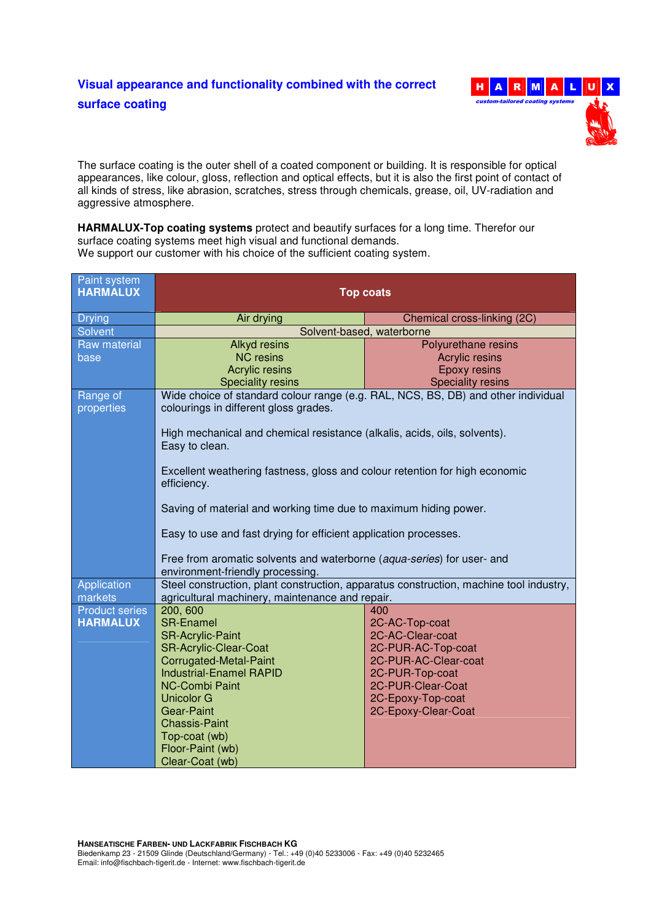## Visual appearance and functionality combined with the correct surface coating

The surface coating is the outer shell of a coated component or building. It is responsible for optical appearances, like colour, gloss, reflection and optical effects, but it is also the first point of contact of all kinds of stress, like abrasion, scratches, stress through chemicals, grease, oil, UV-radiation and aggressive atmosphere.

**HARMALUX-Top coating systems** protect and beautify surfaces for a long time. Therefor our surface coating systems meet high visual and functional demands.
We support our customer with his choice of the sufficient coating system.

| Paint system **HARMALUX** | **Top coats** | |
|---|---|---|
| Drying | Air drying | Chemical cross-linking (2C) |
| Solvent | Solvent-based, waterborne | |
| Raw material base | Alkyd resins<br>NC resins<br>Acrylic resins<br>Speciality resins | Polyurethane resins<br>Acrylic resins<br>Epoxy resins<br>Speciality resins |
| Range of properties | Wide choice of standard colour range (e.g. RAL, NCS, BS, DB) and other individual colourings in different gloss grades.<br><br>High mechanical and chemical resistance (alkalis, acids, oils, solvents).<br>Easy to clean.<br><br>Excellent weathering fastness, gloss and colour retention for high economic efficiency.<br><br>Saving of material and working time due to maximum hiding power.<br><br>Easy to use and fast drying for efficient application processes.<br><br>Free from aromatic solvents and waterborne (*aqua-series*) for user- and environment-friendly processing. | |
| Application markets | Steel construction, plant construction, apparatus construction, machine tool industry, agricultural machinery, maintenance and repair. | |
| Product series **HARMALUX** | 200, 600<br>SR-Enamel<br>SR-Acrylic-Paint<br>SR-Acrylic-Clear-Coat<br>Corrugated-Metal-Paint<br>Industrial-Enamel RAPID<br>NC-Combi Paint<br>Unicolor G<br>Gear-Paint<br>Chassis-Paint<br>Top-coat (wb)<br>Floor-Paint (wb)<br>Clear-Coat (wb) | 400<br>2C-AC-Top-coat<br>2C-AC-Clear-coat<br>2C-PUR-AC-Top-coat<br>2C-PUR-AC-Clear-coat<br>2C-PUR-Top-coat<br>2C-PUR-Clear-Coat<br>2C-Epoxy-Top-coat<br>2C-Epoxy-Clear-Coat |

**HANSEATISCHE FARBEN- UND LACKFABRIK FISCHBACH KG**
Biedenkamp 23 - 21509 Glinde (Deutschland/Germany) - Tel.: +49 (0)40 5233006 - Fax: +49 (0)40 5232465
Email: info@fischbach-tigerit.de - Internet: www.fischbach-tigerit.de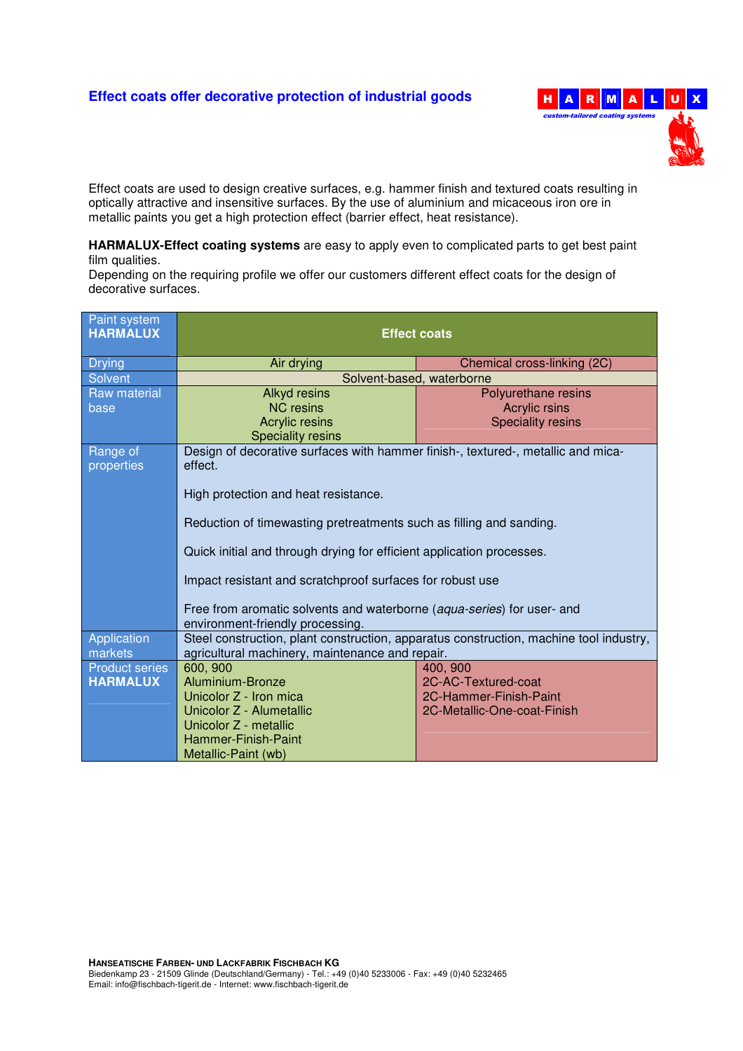## Effect coats offer decorative protection of industrial goods

HARMALUX
*custom-tailored coating systems*

Effect coats are used to design creative surfaces, e.g. hammer finish and textured coats resulting in optically attractive and insensitive surfaces. By the use of aluminium and micaceous iron ore in metallic paints you get a high protection effect (barrier effect, heat resistance).

**HARMALUX-Effect coating systems** are easy to apply even to complicated parts to get best paint film qualities.
Depending on the requiring profile we offer our customers different effect coats for the design of decorative surfaces.

| Paint system **HARMALUX** | **Effect coats** | |
|---|---|---|
| Drying | Air drying | Chemical cross-linking (2C) |
| Solvent | Solvent-based, waterborne | |
| Raw material base | Alkyd resins<br>NC resins<br>Acrylic resins<br>Speciality resins | Polyurethane resins<br>Acrylic rsins<br>Speciality resins |
| Range of properties | Design of decorative surfaces with hammer finish-, textured-, metallic and mica-effect.<br><br>High protection and heat resistance.<br><br>Reduction of timewasting pretreatments such as filling and sanding.<br><br>Quick initial and through drying for efficient application processes.<br><br>Impact resistant and scratchproof surfaces for robust use<br><br>Free from aromatic solvents and waterborne (*aqua-series*) for user- and environment-friendly processing. | |
| Application markets | Steel construction, plant construction, apparatus construction, machine tool industry, agricultural machinery, maintenance and repair. | |
| Product series **HARMALUX** | 600, 900<br>Aluminium-Bronze<br>Unicolor Z - Iron mica<br>Unicolor Z - Alumetallic<br>Unicolor Z - metallic<br>Hammer-Finish-Paint<br>Metallic-Paint (wb) | 400, 900<br>2C-AC-Textured-coat<br>2C-Hammer-Finish-Paint<br>2C-Metallic-One-coat-Finish |

**HANSEATISCHE FARBEN- UND LACKFABRIK FISCHBACH KG**
Biedenkamp 23 - 21509 Glinde (Deutschland/Germany) - Tel.: +49 (0)40 5233006 - Fax: +49 (0)40 5232465
Email: info@fischbach-tigerit.de - Internet: www.fischbach-tigerit.de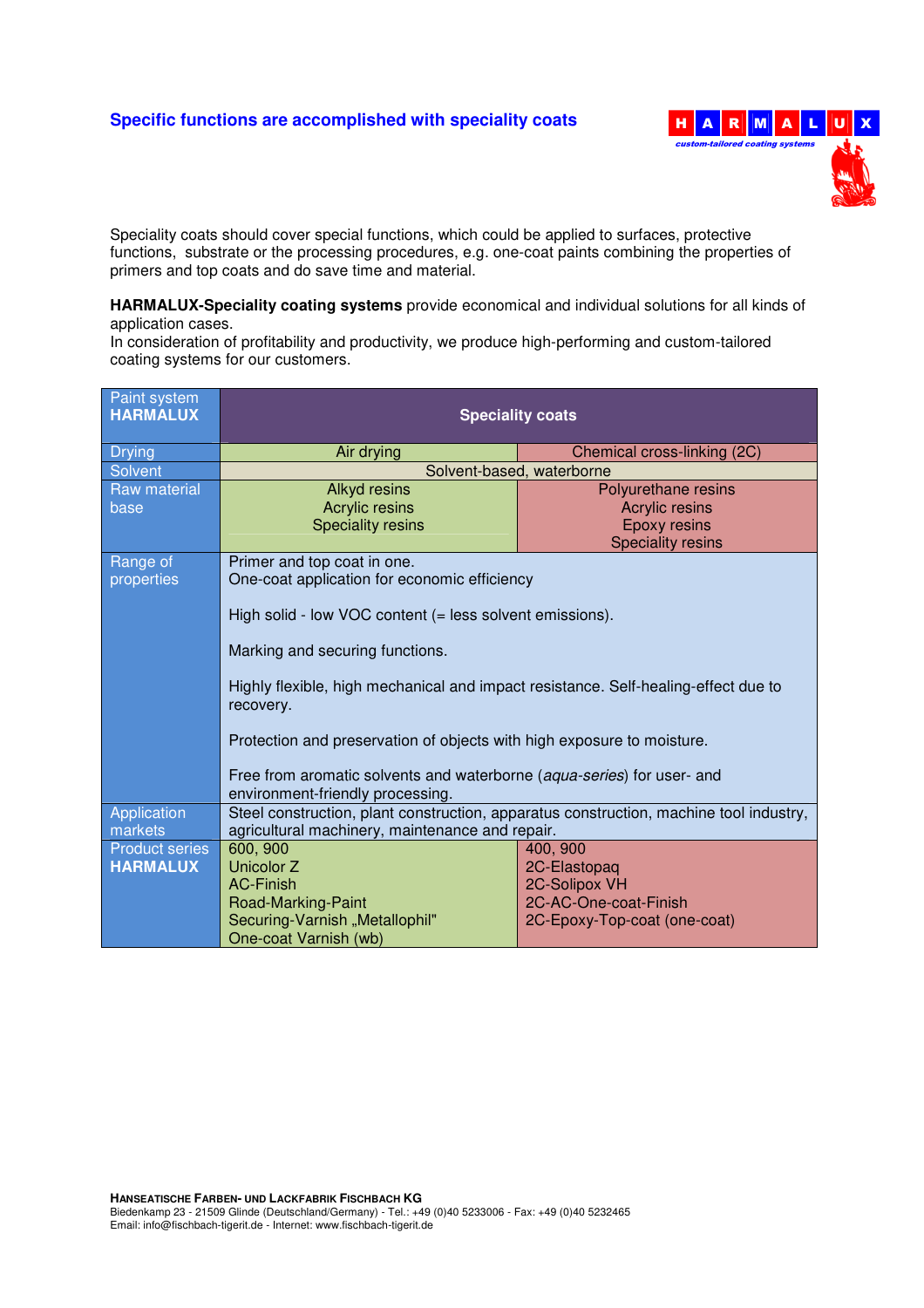## Specific functions are accomplished with speciality coats

Speciality coats should cover special functions, which could be applied to surfaces, protective functions, substrate or the processing procedures, e.g. one-coat paints combining the properties of primers and top coats and do save time and material.

**HARMALUX-Speciality coating systems** provide economical and individual solutions for all kinds of application cases.
In consideration of profitability and productivity, we produce high-performing and custom-tailored coating systems for our customers.

| Paint system **HARMALUX** | **Speciality coats** | |
|---|---|---|
| Drying | Air drying | Chemical cross-linking (2C) |
| Solvent | Solvent-based, waterborne | |
| Raw material base | Alkyd resins<br>Acrylic resins<br>Speciality resins | Polyurethane resins<br>Acrylic resins<br>Epoxy resins<br>Speciality resins |
| Range of properties | Primer and top coat in one.<br>One-coat application for economic efficiency<br><br>High solid - low VOC content (= less solvent emissions).<br><br>Marking and securing functions.<br><br>Highly flexible, high mechanical and impact resistance. Self-healing-effect due to recovery.<br><br>Protection and preservation of objects with high exposure to moisture.<br><br>Free from aromatic solvents and waterborne (*aqua-series*) for user- and environment-friendly processing. | |
| Application markets | Steel construction, plant construction, apparatus construction, machine tool industry, agricultural machinery, maintenance and repair. | |
| Product series **HARMALUX** | 600, 900<br>Unicolor Z<br>AC-Finish<br>Road-Marking-Paint<br>Securing-Varnish „Metallophil"<br>One-coat Varnish (wb) | 400, 900<br>2C-Elastopaq<br>2C-Solipox VH<br>2C-AC-One-coat-Finish<br>2C-Epoxy-Top-coat (one-coat) |